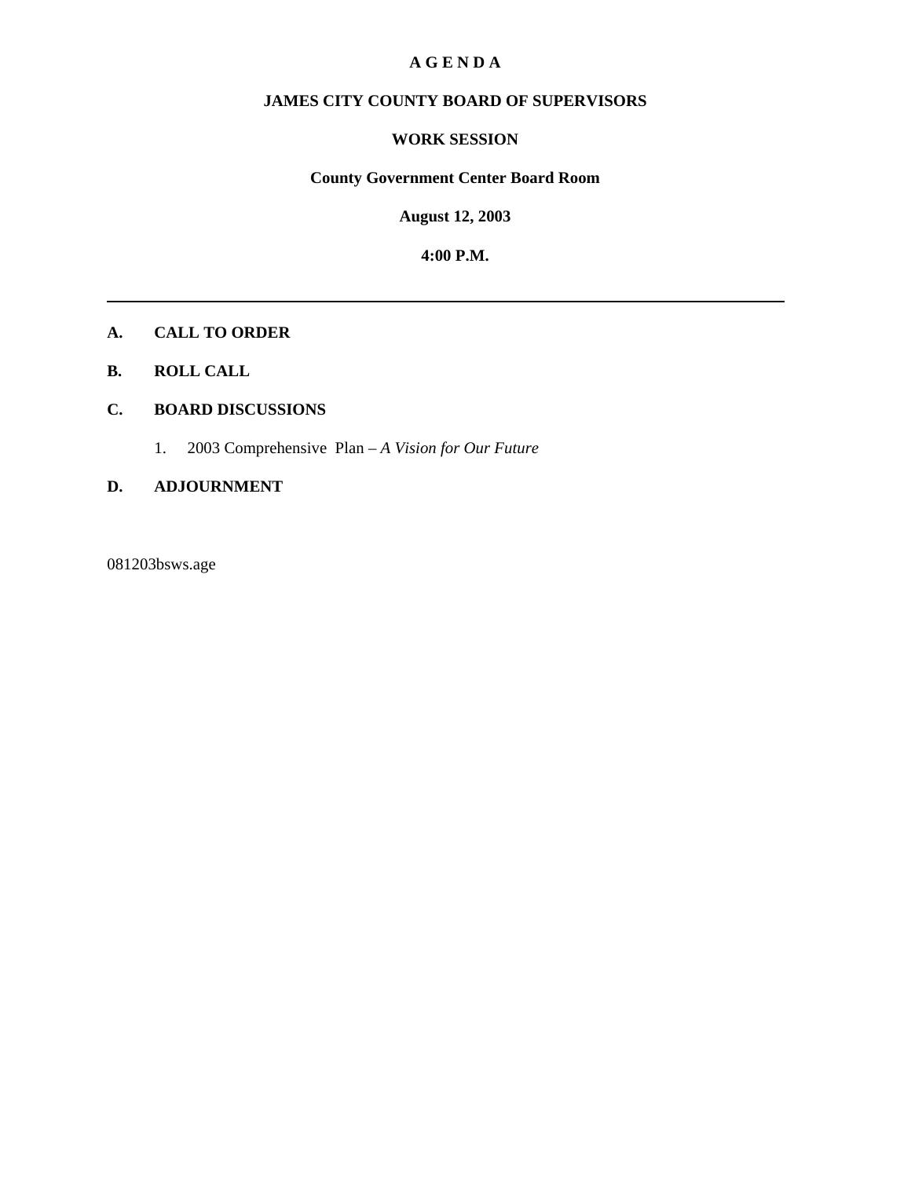# A G E N D A

## JAMES CITY COUNTY BOARD OF SUPERVISORS

## WORK SESSION

**County Government Center Board Room**

**August 12, 2003**

**4:00 P.M.**

---

**A. CALL TO ORDER**

**B. ROLL CALL**

**C. BOARD DISCUSSIONS**

1. 2003 Comprehensive Plan – *A Vision for Our Future*

**D. ADJOURNMENT**

081203bsws.age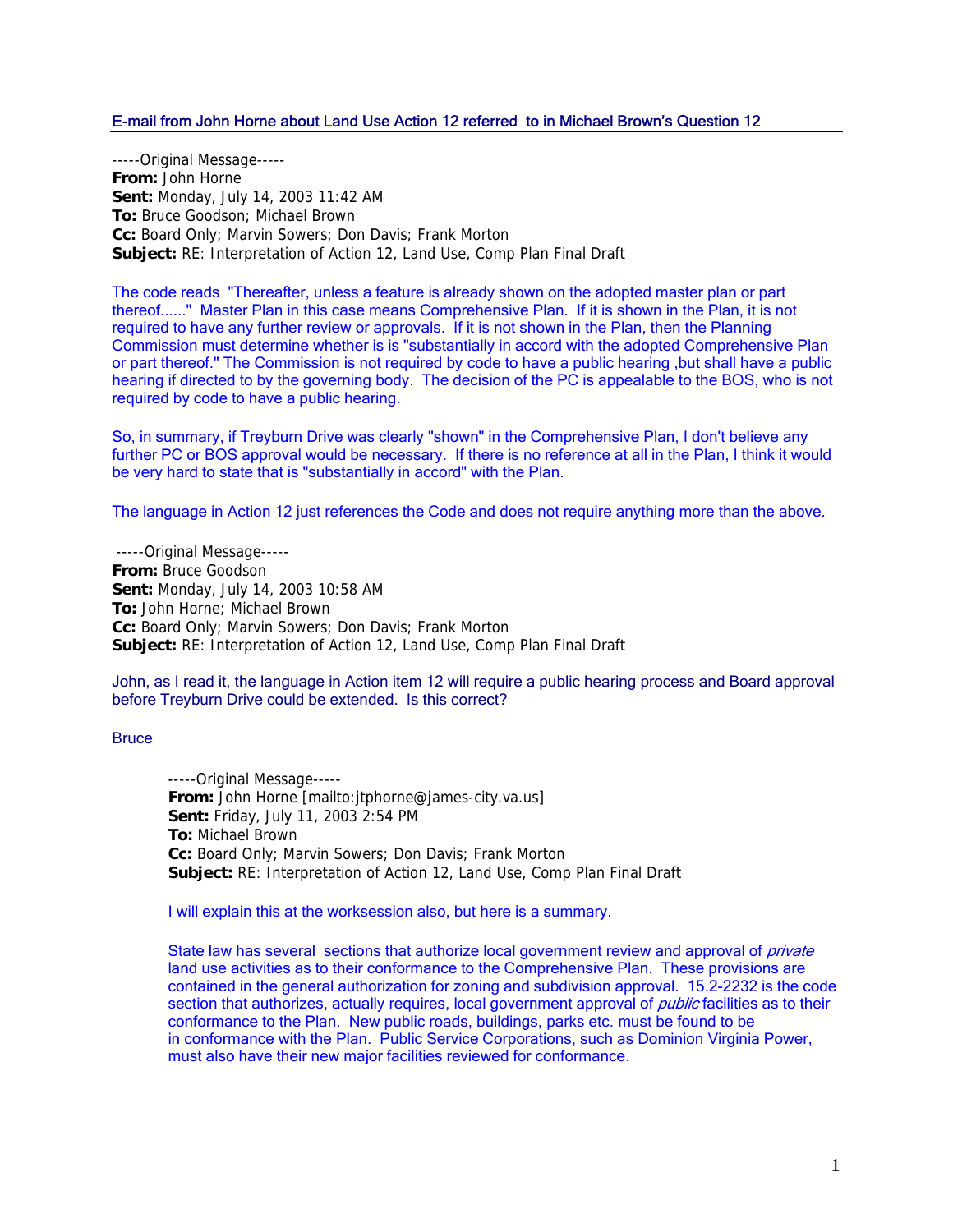## E-mail from John Horne about Land Use Action 12 referred to in Michael Brown's Question 12

-----Original Message-----
**From:** John Horne
**Sent:** Monday, July 14, 2003 11:42 AM
**To:** Bruce Goodson; Michael Brown
**Cc:** Board Only; Marvin Sowers; Don Davis; Frank Morton
**Subject:** RE: Interpretation of Action 12, Land Use, Comp Plan Final Draft

The code reads "Thereafter, unless a feature is already shown on the adopted master plan or part thereof......" Master Plan in this case means Comprehensive Plan. If it is shown in the Plan, it is not required to have any further review or approvals. If it is not shown in the Plan, then the Planning Commission must determine whether is is "substantially in accord with the adopted Comprehensive Plan or part thereof." The Commission is not required by code to have a public hearing ,but shall have a public hearing if directed to by the governing body. The decision of the PC is appealable to the BOS, who is not required by code to have a public hearing.

So, in summary, if Treyburn Drive was clearly "shown" in the Comprehensive Plan, I don't believe any further PC or BOS approval would be necessary. If there is no reference at all in the Plan, I think it would be very hard to state that is "substantially in accord" with the Plan.

The language in Action 12 just references the Code and does not require anything more than the above.

-----Original Message-----
**From:** Bruce Goodson
**Sent:** Monday, July 14, 2003 10:58 AM
**To:** John Horne; Michael Brown
**Cc:** Board Only; Marvin Sowers; Don Davis; Frank Morton
**Subject:** RE: Interpretation of Action 12, Land Use, Comp Plan Final Draft

John, as I read it, the language in Action item 12 will require a public hearing process and Board approval before Treyburn Drive could be extended. Is this correct?

Bruce

> -----Original Message-----
> **From:** John Horne [mailto:jtphorne@james-city.va.us]
> **Sent:** Friday, July 11, 2003 2:54 PM
> **To:** Michael Brown
> **Cc:** Board Only; Marvin Sowers; Don Davis; Frank Morton
> **Subject:** RE: Interpretation of Action 12, Land Use, Comp Plan Final Draft
>
> I will explain this at the worksession also, but here is a summary.
>
> State law has several sections that authorize local government review and approval of *private* land use activities as to their conformance to the Comprehensive Plan. These provisions are contained in the general authorization for zoning and subdivision approval. 15.2-2232 is the code section that authorizes, actually requires, local government approval of *public* facilities as to their conformance to the Plan. New public roads, buildings, parks etc. must be found to be in conformance with the Plan. Public Service Corporations, such as Dominion Virginia Power, must also have their new major facilities reviewed for conformance.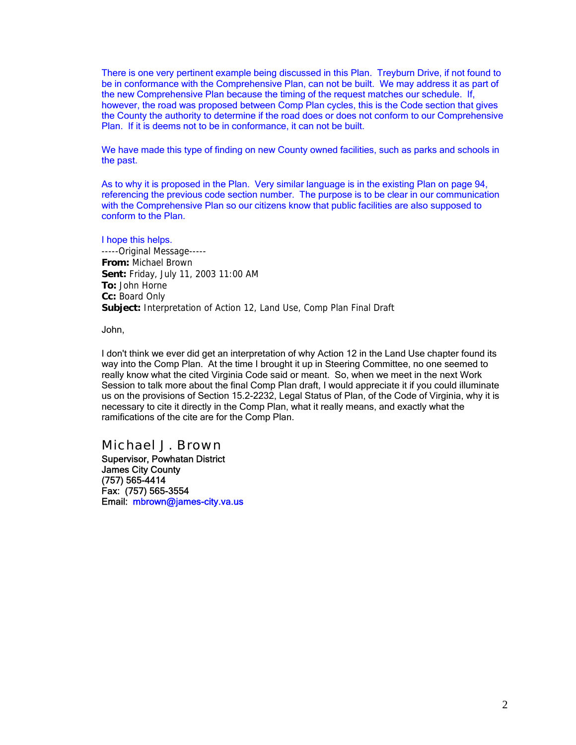There is one very pertinent example being discussed in this Plan. Treyburn Drive, if not found to be in conformance with the Comprehensive Plan, can not be built. We may address it as part of the new Comprehensive Plan because the timing of the request matches our schedule. If, however, the road was proposed between Comp Plan cycles, this is the Code section that gives the County the authority to determine if the road does or does not conform to our Comprehensive Plan. If it is deems not to be in conformance, it can not be built.

We have made this type of finding on new County owned facilities, such as parks and schools in the past.

As to why it is proposed in the Plan. Very similar language is in the existing Plan on page 94, referencing the previous code section number. The purpose is to be clear in our communication with the Comprehensive Plan so our citizens know that public facilities are also supposed to conform to the Plan.

I hope this helps.

-----Original Message-----
**From:** Michael Brown
**Sent:** Friday, July 11, 2003 11:00 AM
**To:** John Horne
**Cc:** Board Only
**Subject:** Interpretation of Action 12, Land Use, Comp Plan Final Draft

John,

I don't think we ever did get an interpretation of why Action 12 in the Land Use chapter found its way into the Comp Plan. At the time I brought it up in Steering Committee, no one seemed to really know what the cited Virginia Code said or meant. So, when we meet in the next Work Session to talk more about the final Comp Plan draft, I would appreciate it if you could illuminate us on the provisions of Section 15.2-2232, Legal Status of Plan, of the Code of Virginia, why it is necessary to cite it directly in the Comp Plan, what it really means, and exactly what the ramifications of the cite are for the Comp Plan.

Michael J. Brown
**Supervisor, Powhatan District**
**James City County**
**(757) 565-4414**
**Fax: (757) 565-3554**
**Email:** mbrown@james-city.va.us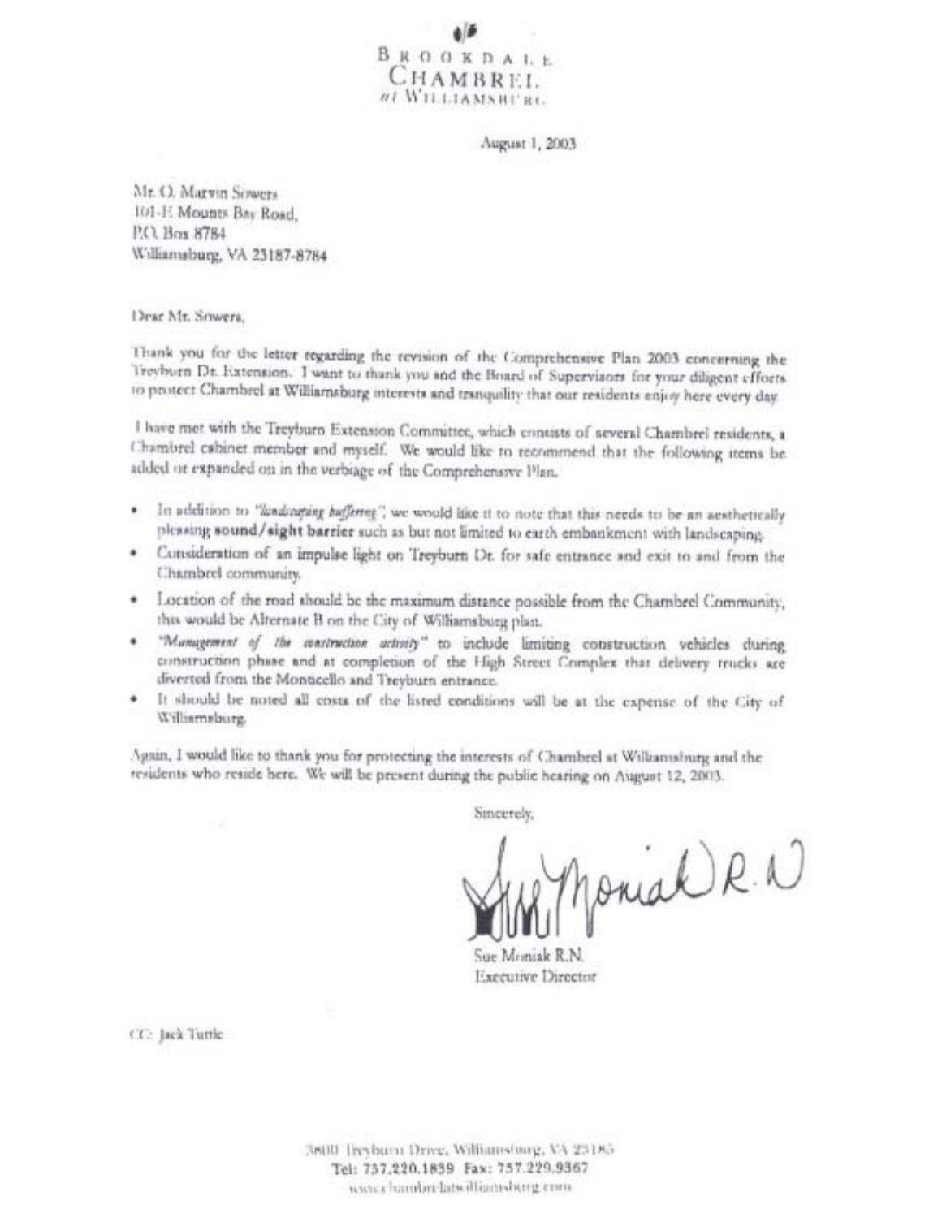BROOKDALE
CHAMBREL
at WILLIAMSBURG

August 1, 2003

Mr. O. Marvin Sowers
101-E Mounts Bay Road,
P.O. Box 8784
Williamsburg, VA 23187-8784

Dear Mr. Sowers,

Thank you for the letter regarding the revision of the Comprehensive Plan 2003 concerning the Treyburn Dr. Extension. I want to thank you and the Board of Supervisors for your diligent efforts to protect Chambrel at Williamsburg interests and tranquility that our residents enjoy here every day.

I have met with the Treyburn Extension Committee, which consists of several Chambrel residents, a Chambrel cabinet member and myself. We would like to recommend that the following items be added or expanded on in the verbiage of the Comprehensive Plan.

- In addition to *"landscaping buffering"*, we would like it to note that this needs to be an aesthetically pleasing **sound/sight barrier** such as but not limited to earth embankment with landscaping.
- Consideration of an impulse light on Treyburn Dr. for safe entrance and exit to and from the Chambrel community.
- Location of the road should be the maximum distance possible from the Chambrel Community, this would be Alternate B on the City of Williamsburg plan.
- *"Management of the construction activity"* to include limiting construction vehicles during construction phase and at completion of the High Street Complex that delivery trucks are diverted from the Monticello and Treyburn entrance.
- It should be noted all costs of the listed conditions will be at the expense of the City of Williamsburg.

Again, I would like to thank you for protecting the interests of Chambrel at Williamsburg and the residents who reside here. We will be present during the public hearing on August 12, 2003.

Sincerely,

Sue Moniak R.N.

Sue Moniak R.N.
Executive Director

CC: Jack Tuttle

3800 Treyburn Drive, Williamsburg, VA 23185
Tel: 757.220.1839 Fax: 757.229.9367
www.chambrelatwilliamsburg.com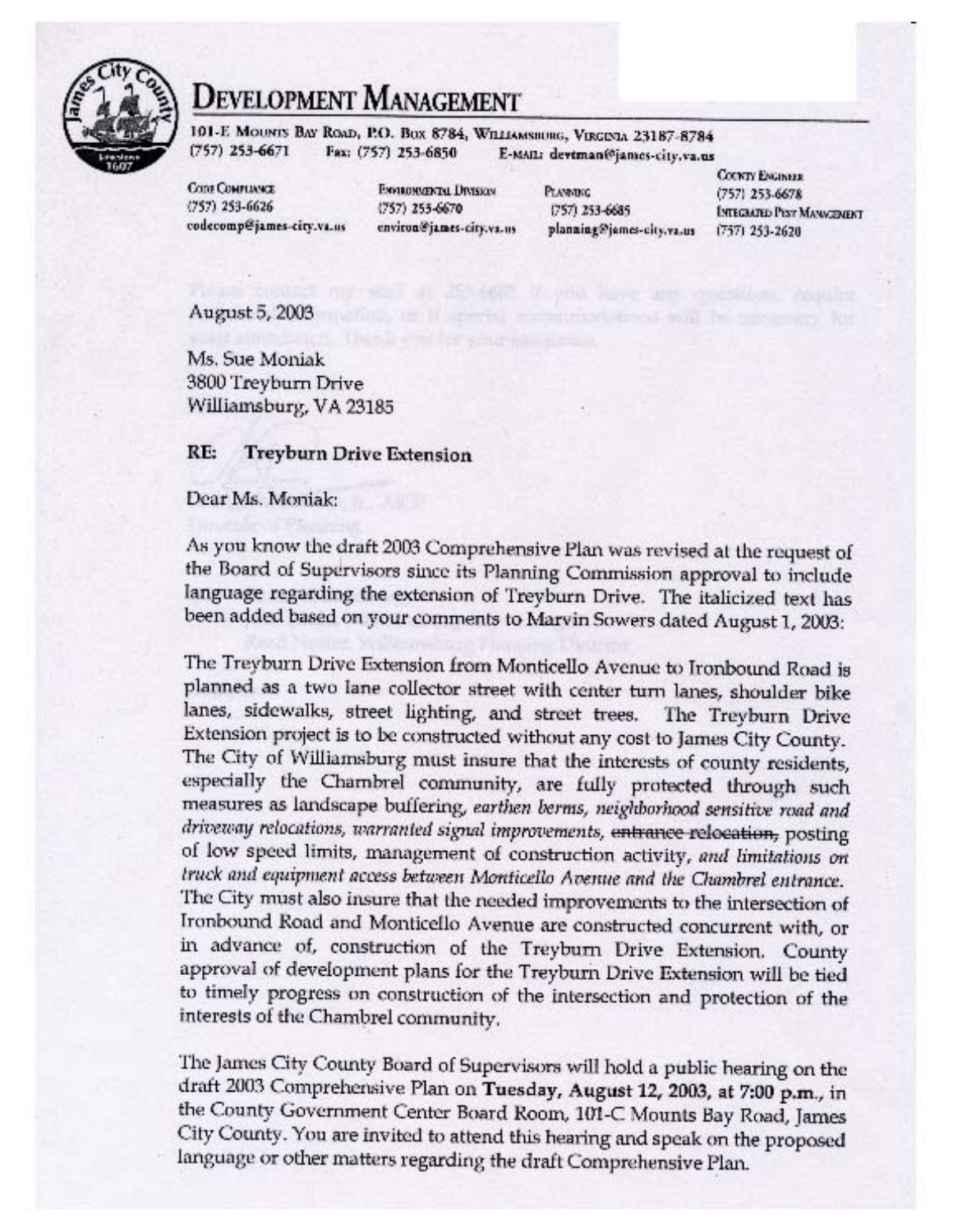# Development Management

101-E Mounts Bay Road, P.O. Box 8784, Williamsburg, Virginia 23187-8784
(757) 253-6671 Fax: (757) 253-6850 E-mail: devtman@james-city.va.us

| Code Compliance | Environmental Division | Planning | County Engineer |
|---|---|---|---|
| (757) 253-6626 | (757) 253-6670 | (757) 253-6685 | (757) 253-6678 |
| codecomp@james-city.va.us | environ@james-city.va.us | planning@james-city.va.us | Integrated Pest Management (757) 253-2620 |

August 5, 2003

Ms. Sue Moniak
3800 Treyburn Drive
Williamsburg, VA 23185

**RE: Treyburn Drive Extension**

Dear Ms. Moniak:

As you know the draft 2003 Comprehensive Plan was revised at the request of the Board of Supervisors since its Planning Commission approval to include language regarding the extension of Treyburn Drive. The italicized text has been added based on your comments to Marvin Sowers dated August 1, 2003:

The Treyburn Drive Extension from Monticello Avenue to Ironbound Road is planned as a two lane collector street with center turn lanes, shoulder bike lanes, sidewalks, street lighting, and street trees. The Treyburn Drive Extension project is to be constructed without any cost to James City County. The City of Williamsburg must insure that the interests of county residents, especially the Chambrel community, are fully protected through such measures as landscape buffering, *earthen berms, neighborhood sensitive road and driveway relocations, warranted signal improvements,* ~~entrance relocation,~~ posting of low speed limits, management of construction activity, *and limitations on truck and equipment access between Monticello Avenue and the Chambrel entrance.* The City must also insure that the needed improvements to the intersection of Ironbound Road and Monticello Avenue are constructed concurrent with, or in advance of, construction of the Treyburn Drive Extension. County approval of development plans for the Treyburn Drive Extension will be tied to timely progress on construction of the intersection and protection of the interests of the Chambrel community.

The James City County Board of Supervisors will hold a public hearing on the draft 2003 Comprehensive Plan on **Tuesday, August 12, 2003, at 7:00 p.m.**, in the County Government Center Board Room, 101-C Mounts Bay Road, James City County. You are invited to attend this hearing and speak on the proposed language or other matters regarding the draft Comprehensive Plan.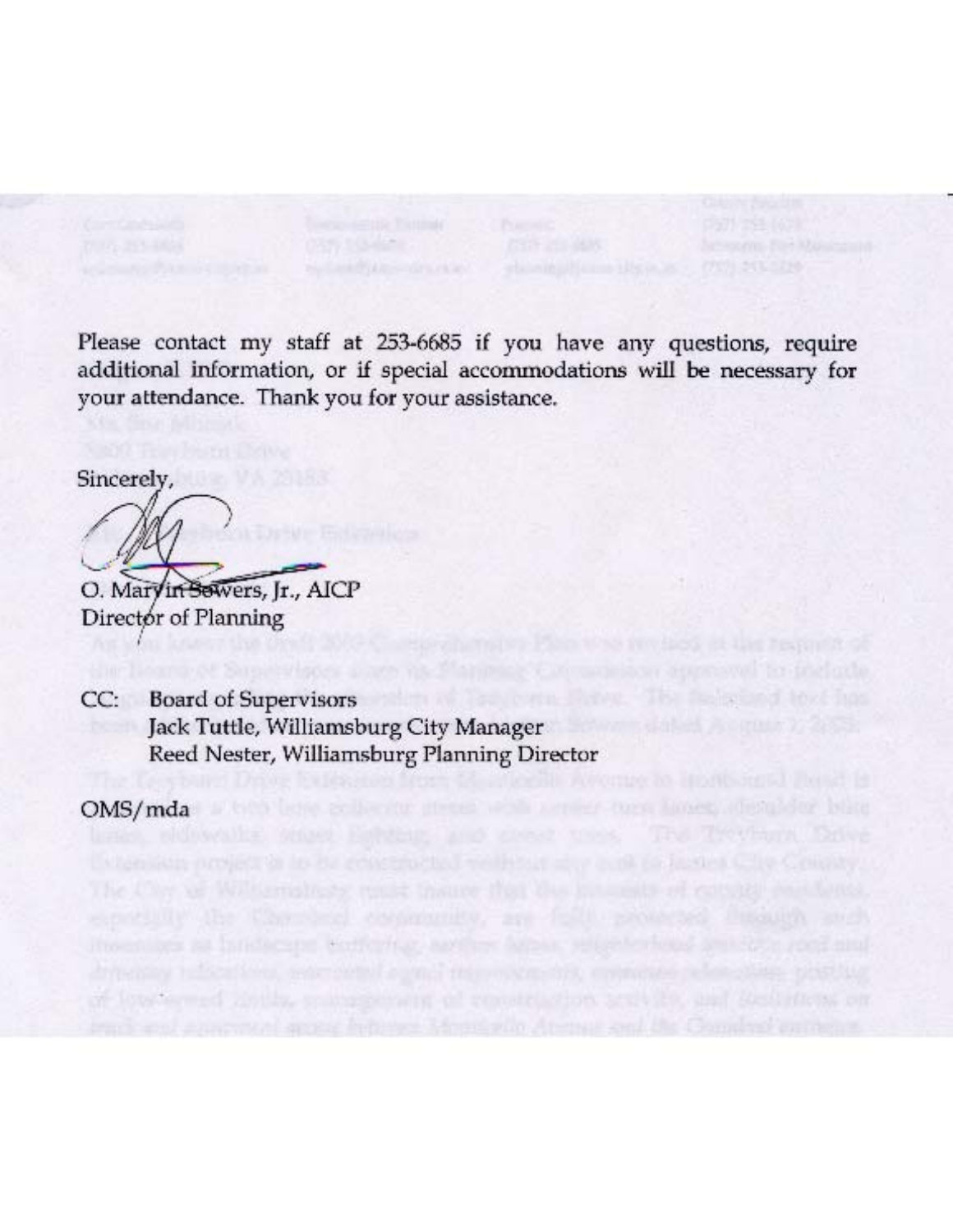Please contact my staff at 253-6685 if you have any questions, require additional information, or if special accommodations will be necessary for your attendance. Thank you for your assistance.

Sincerely,

O. Marvin Sowers, Jr., AICP
Director of Planning

CC: Board of Supervisors
Jack Tuttle, Williamsburg City Manager
Reed Nester, Williamsburg Planning Director

OMS/mda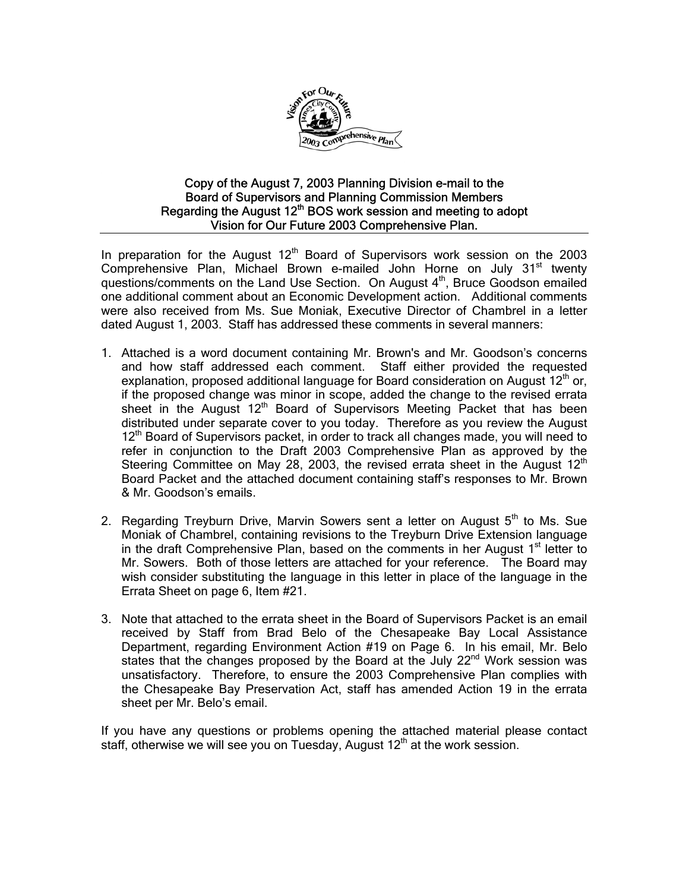**Copy of the August 7, 2003 Planning Division e-mail to the Board of Supervisors and Planning Commission Members Regarding the August 12th BOS work session and meeting to adopt Vision for Our Future 2003 Comprehensive Plan.**

In preparation for the August 12th Board of Supervisors work session on the 2003 Comprehensive Plan, Michael Brown e-mailed John Horne on July 31st twenty questions/comments on the Land Use Section. On August 4th, Bruce Goodson emailed one additional comment about an Economic Development action. Additional comments were also received from Ms. Sue Moniak, Executive Director of Chambrel in a letter dated August 1, 2003. Staff has addressed these comments in several manners:

1. Attached is a word document containing Mr. Brown's and Mr. Goodson's concerns and how staff addressed each comment. Staff either provided the requested explanation, proposed additional language for Board consideration on August 12th or, if the proposed change was minor in scope, added the change to the revised errata sheet in the August 12th Board of Supervisors Meeting Packet that has been distributed under separate cover to you today. Therefore as you review the August 12th Board of Supervisors packet, in order to track all changes made, you will need to refer in conjunction to the Draft 2003 Comprehensive Plan as approved by the Steering Committee on May 28, 2003, the revised errata sheet in the August 12th Board Packet and the attached document containing staff's responses to Mr. Brown & Mr. Goodson's emails.

2. Regarding Treyburn Drive, Marvin Sowers sent a letter on August 5th to Ms. Sue Moniak of Chambrel, containing revisions to the Treyburn Drive Extension language in the draft Comprehensive Plan, based on the comments in her August 1st letter to Mr. Sowers. Both of those letters are attached for your reference. The Board may wish consider substituting the language in this letter in place of the language in the Errata Sheet on page 6, Item #21.

3. Note that attached to the errata sheet in the Board of Supervisors Packet is an email received by Staff from Brad Belo of the Chesapeake Bay Local Assistance Department, regarding Environment Action #19 on Page 6. In his email, Mr. Belo states that the changes proposed by the Board at the July 22nd Work session was unsatisfactory. Therefore, to ensure the 2003 Comprehensive Plan complies with the Chesapeake Bay Preservation Act, staff has amended Action 19 in the errata sheet per Mr. Belo's email.

If you have any questions or problems opening the attached material please contact staff, otherwise we will see you on Tuesday, August 12th at the work session.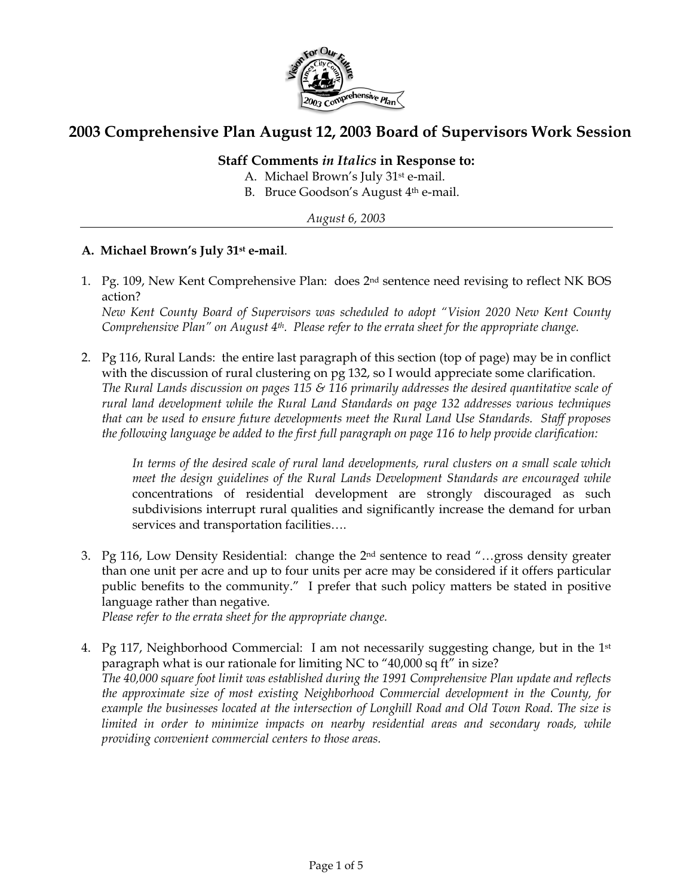# 2003 Comprehensive Plan August 12, 2003 Board of Supervisors Work Session

**Staff Comments *in Italics* in Response to:**

A. Michael Brown's July 31st e-mail.
B. Bruce Goodson's August 4th e-mail.

*August 6, 2003*

---

## A. Michael Brown's July 31st e-mail.

1. Pg. 109, New Kent Comprehensive Plan: does 2nd sentence need revising to reflect NK BOS action?
*New Kent County Board of Supervisors was scheduled to adopt "Vision 2020 New Kent County Comprehensive Plan" on August 4th. Please refer to the errata sheet for the appropriate change.*

2. Pg 116, Rural Lands: the entire last paragraph of this section (top of page) may be in conflict with the discussion of rural clustering on pg 132, so I would appreciate some clarification.
*The Rural Lands discussion on pages 115 & 116 primarily addresses the desired quantitative scale of rural land development while the Rural Land Standards on page 132 addresses various techniques that can be used to ensure future developments meet the Rural Land Use Standards. Staff proposes the following language be added to the first full paragraph on page 116 to help provide clarification:*

   > *In terms of the desired scale of rural land developments, rural clusters on a small scale which meet the design guidelines of the Rural Lands Development Standards are encouraged while* concentrations of residential development are strongly discouraged as such subdivisions interrupt rural qualities and significantly increase the demand for urban services and transportation facilities….

3. Pg 116, Low Density Residential: change the 2nd sentence to read "…gross density greater than one unit per acre and up to four units per acre may be considered if it offers particular public benefits to the community." I prefer that such policy matters be stated in positive language rather than negative.
*Please refer to the errata sheet for the appropriate change.*

4. Pg 117, Neighborhood Commercial: I am not necessarily suggesting change, but in the 1st paragraph what is our rationale for limiting NC to "40,000 sq ft" in size?
*The 40,000 square foot limit was established during the 1991 Comprehensive Plan update and reflects the approximate size of most existing Neighborhood Commercial development in the County, for example the businesses located at the intersection of Longhill Road and Old Town Road. The size is limited in order to minimize impacts on nearby residential areas and secondary roads, while providing convenient commercial centers to those areas.*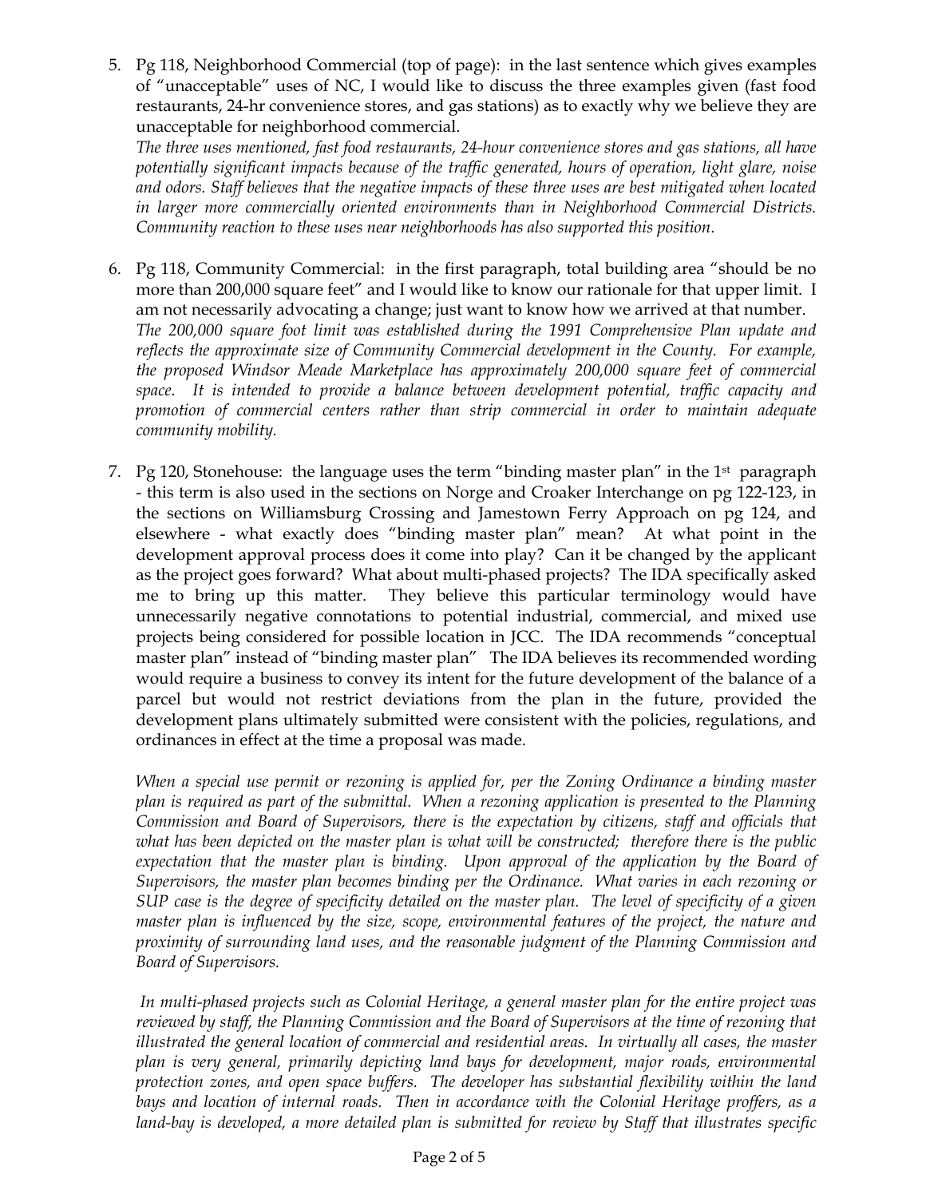5. Pg 118, Neighborhood Commercial (top of page): in the last sentence which gives examples of "unacceptable" uses of NC, I would like to discuss the three examples given (fast food restaurants, 24-hr convenience stores, and gas stations) as to exactly why we believe they are unacceptable for neighborhood commercial.
   *The three uses mentioned, fast food restaurants, 24-hour convenience stores and gas stations, all have potentially significant impacts because of the traffic generated, hours of operation, light glare, noise and odors. Staff believes that the negative impacts of these three uses are best mitigated when located in larger more commercially oriented environments than in Neighborhood Commercial Districts. Community reaction to these uses near neighborhoods has also supported this position.*

6. Pg 118, Community Commercial: in the first paragraph, total building area "should be no more than 200,000 square feet" and I would like to know our rationale for that upper limit. I am not necessarily advocating a change; just want to know how we arrived at that number.
   *The 200,000 square foot limit was established during the 1991 Comprehensive Plan update and reflects the approximate size of Community Commercial development in the County. For example, the proposed Windsor Meade Marketplace has approximately 200,000 square feet of commercial space. It is intended to provide a balance between development potential, traffic capacity and promotion of commercial centers rather than strip commercial in order to maintain adequate community mobility.*

7. Pg 120, Stonehouse: the language uses the term "binding master plan" in the 1st paragraph - this term is also used in the sections on Norge and Croaker Interchange on pg 122-123, in the sections on Williamsburg Crossing and Jamestown Ferry Approach on pg 124, and elsewhere - what exactly does "binding master plan" mean? At what point in the development approval process does it come into play? Can it be changed by the applicant as the project goes forward? What about multi-phased projects? The IDA specifically asked me to bring up this matter. They believe this particular terminology would have unnecessarily negative connotations to potential industrial, commercial, and mixed use projects being considered for possible location in JCC. The IDA recommends "conceptual master plan" instead of "binding master plan" The IDA believes its recommended wording would require a business to convey its intent for the future development of the balance of a parcel but would not restrict deviations from the plan in the future, provided the development plans ultimately submitted were consistent with the policies, regulations, and ordinances in effect at the time a proposal was made.

   *When a special use permit or rezoning is applied for, per the Zoning Ordinance a binding master plan is required as part of the submittal. When a rezoning application is presented to the Planning Commission and Board of Supervisors, there is the expectation by citizens, staff and officials that what has been depicted on the master plan is what will be constructed; therefore there is the public expectation that the master plan is binding. Upon approval of the application by the Board of Supervisors, the master plan becomes binding per the Ordinance. What varies in each rezoning or SUP case is the degree of specificity detailed on the master plan. The level of specificity of a given master plan is influenced by the size, scope, environmental features of the project, the nature and proximity of surrounding land uses, and the reasonable judgment of the Planning Commission and Board of Supervisors.*

   *In multi-phased projects such as Colonial Heritage, a general master plan for the entire project was reviewed by staff, the Planning Commission and the Board of Supervisors at the time of rezoning that illustrated the general location of commercial and residential areas. In virtually all cases, the master plan is very general, primarily depicting land bays for development, major roads, environmental protection zones, and open space buffers. The developer has substantial flexibility within the land bays and location of internal roads. Then in accordance with the Colonial Heritage proffers, as a land-bay is developed, a more detailed plan is submitted for review by Staff that illustrates specific*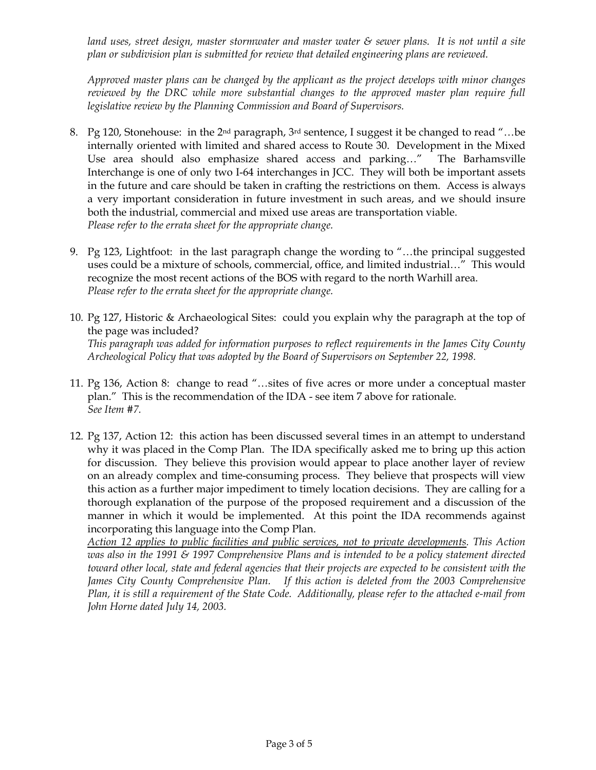*land uses, street design, master stormwater and master water & sewer plans. It is not until a site plan or subdivision plan is submitted for review that detailed engineering plans are reviewed.*

*Approved master plans can be changed by the applicant as the project develops with minor changes reviewed by the DRC while more substantial changes to the approved master plan require full legislative review by the Planning Commission and Board of Supervisors.*

8. Pg 120, Stonehouse: in the 2nd paragraph, 3rd sentence, I suggest it be changed to read "…be internally oriented with limited and shared access to Route 30. Development in the Mixed Use area should also emphasize shared access and parking…" The Barhamsville Interchange is one of only two I-64 interchanges in JCC. They will both be important assets in the future and care should be taken in crafting the restrictions on them. Access is always a very important consideration in future investment in such areas, and we should insure both the industrial, commercial and mixed use areas are transportation viable.
*Please refer to the errata sheet for the appropriate change.*

9. Pg 123, Lightfoot: in the last paragraph change the wording to "…the principal suggested uses could be a mixture of schools, commercial, office, and limited industrial…" This would recognize the most recent actions of the BOS with regard to the north Warhill area.
*Please refer to the errata sheet for the appropriate change.*

10. Pg 127, Historic & Archaeological Sites: could you explain why the paragraph at the top of the page was included?
*This paragraph was added for information purposes to reflect requirements in the James City County Archeological Policy that was adopted by the Board of Supervisors on September 22, 1998.*

11. Pg 136, Action 8: change to read "…sites of five acres or more under a conceptual master plan." This is the recommendation of the IDA - see item 7 above for rationale.
*See Item #7.*

12. Pg 137, Action 12: this action has been discussed several times in an attempt to understand why it was placed in the Comp Plan. The IDA specifically asked me to bring up this action for discussion. They believe this provision would appear to place another layer of review on an already complex and time-consuming process. They believe that prospects will view this action as a further major impediment to timely location decisions. They are calling for a thorough explanation of the purpose of the proposed requirement and a discussion of the manner in which it would be implemented. At this point the IDA recommends against incorporating this language into the Comp Plan.
*Action 12 applies to public facilities and public services, not to private developments. This Action was also in the 1991 & 1997 Comprehensive Plans and is intended to be a policy statement directed toward other local, state and federal agencies that their projects are expected to be consistent with the James City County Comprehensive Plan. If this action is deleted from the 2003 Comprehensive Plan, it is still a requirement of the State Code. Additionally, please refer to the attached e-mail from John Horne dated July 14, 2003.*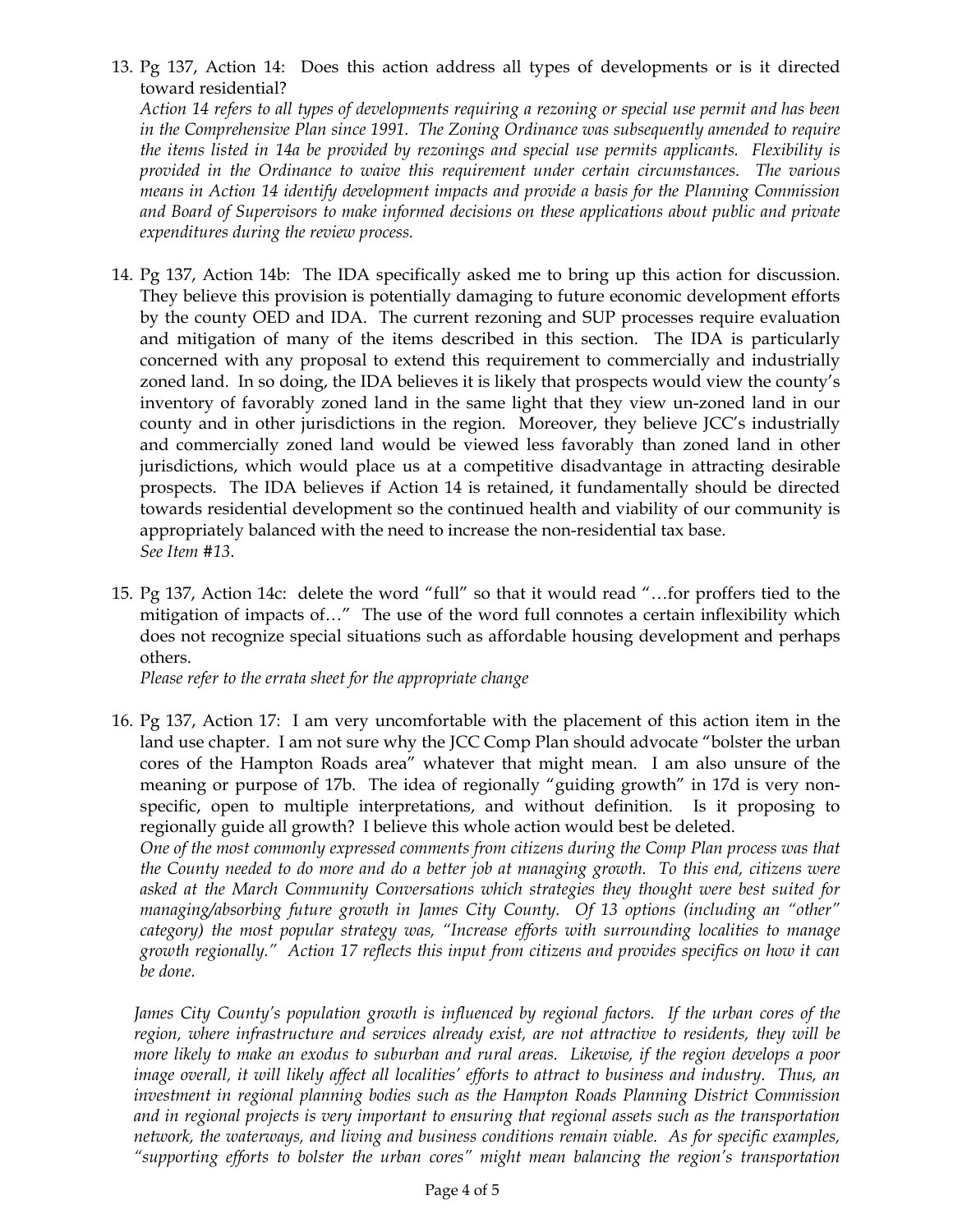13. Pg 137, Action 14: Does this action address all types of developments or is it directed toward residential?
*Action 14 refers to all types of developments requiring a rezoning or special use permit and has been in the Comprehensive Plan since 1991. The Zoning Ordinance was subsequently amended to require the items listed in 14a be provided by rezonings and special use permits applicants. Flexibility is provided in the Ordinance to waive this requirement under certain circumstances. The various means in Action 14 identify development impacts and provide a basis for the Planning Commission and Board of Supervisors to make informed decisions on these applications about public and private expenditures during the review process.*

14. Pg 137, Action 14b: The IDA specifically asked me to bring up this action for discussion. They believe this provision is potentially damaging to future economic development efforts by the county OED and IDA. The current rezoning and SUP processes require evaluation and mitigation of many of the items described in this section. The IDA is particularly concerned with any proposal to extend this requirement to commercially and industrially zoned land. In so doing, the IDA believes it is likely that prospects would view the county's inventory of favorably zoned land in the same light that they view un-zoned land in our county and in other jurisdictions in the region. Moreover, they believe JCC's industrially and commercially zoned land would be viewed less favorably than zoned land in other jurisdictions, which would place us at a competitive disadvantage in attracting desirable prospects. The IDA believes if Action 14 is retained, it fundamentally should be directed towards residential development so the continued health and viability of our community is appropriately balanced with the need to increase the non-residential tax base.
*See Item #13.*

15. Pg 137, Action 14c: delete the word "full" so that it would read "…for proffers tied to the mitigation of impacts of…" The use of the word full connotes a certain inflexibility which does not recognize special situations such as affordable housing development and perhaps others.
*Please refer to the errata sheet for the appropriate change*

16. Pg 137, Action 17: I am very uncomfortable with the placement of this action item in the land use chapter. I am not sure why the JCC Comp Plan should advocate "bolster the urban cores of the Hampton Roads area" whatever that might mean. I am also unsure of the meaning or purpose of 17b. The idea of regionally "guiding growth" in 17d is very non-specific, open to multiple interpretations, and without definition. Is it proposing to regionally guide all growth? I believe this whole action would best be deleted.
*One of the most commonly expressed comments from citizens during the Comp Plan process was that the County needed to do more and do a better job at managing growth. To this end, citizens were asked at the March Community Conversations which strategies they thought were best suited for managing/absorbing future growth in James City County. Of 13 options (including an "other" category) the most popular strategy was, "Increase efforts with surrounding localities to manage growth regionally." Action 17 reflects this input from citizens and provides specifics on how it can be done.*

*James City County's population growth is influenced by regional factors. If the urban cores of the region, where infrastructure and services already exist, are not attractive to residents, they will be more likely to make an exodus to suburban and rural areas. Likewise, if the region develops a poor image overall, it will likely affect all localities' efforts to attract to business and industry. Thus, an investment in regional planning bodies such as the Hampton Roads Planning District Commission and in regional projects is very important to ensuring that regional assets such as the transportation network, the waterways, and living and business conditions remain viable. As for specific examples, "supporting efforts to bolster the urban cores" might mean balancing the region's transportation*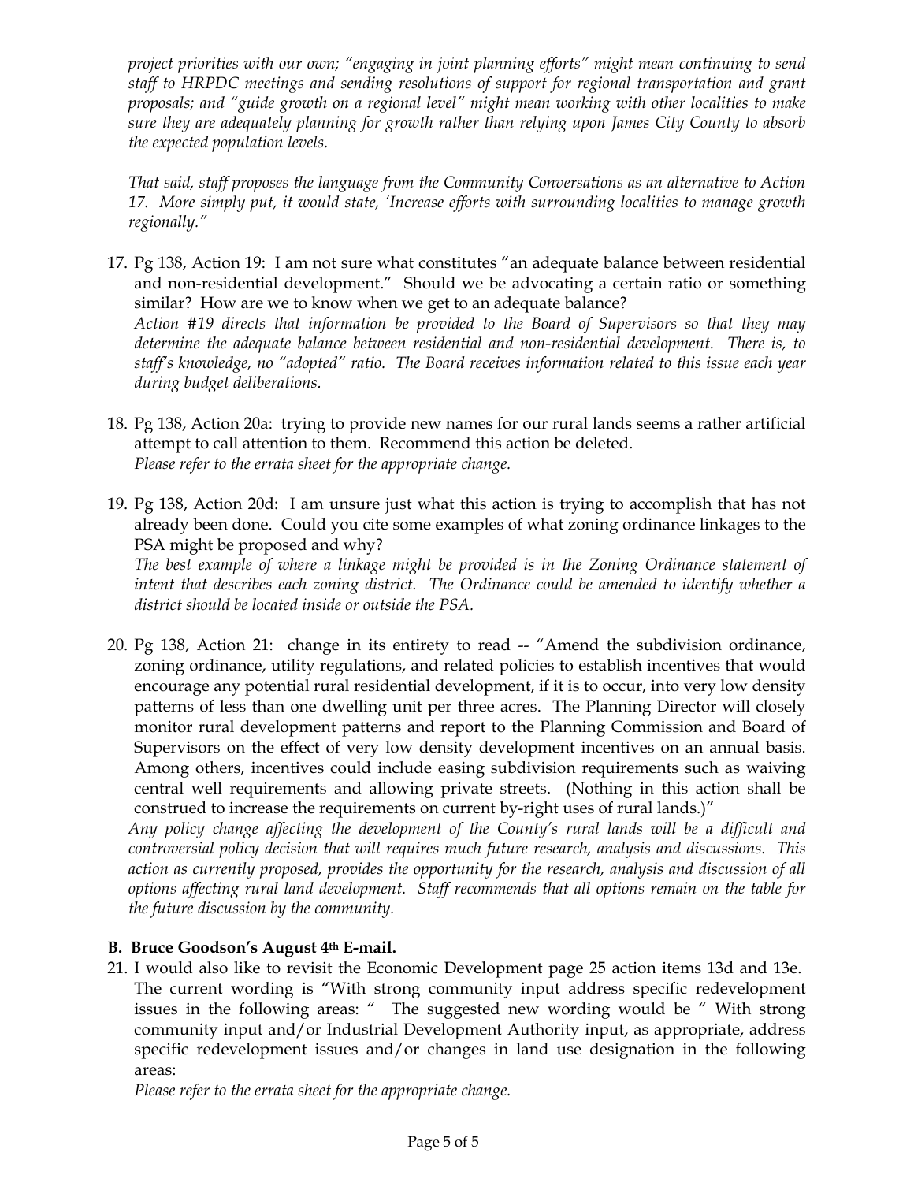*project priorities with our own; "engaging in joint planning efforts" might mean continuing to send staff to HRPDC meetings and sending resolutions of support for regional transportation and grant proposals; and "guide growth on a regional level" might mean working with other localities to make sure they are adequately planning for growth rather than relying upon James City County to absorb the expected population levels.*

*That said, staff proposes the language from the Community Conversations as an alternative to Action 17. More simply put, it would state, 'Increase efforts with surrounding localities to manage growth regionally."*

17. Pg 138, Action 19: I am not sure what constitutes "an adequate balance between residential and non-residential development." Should we be advocating a certain ratio or something similar? How are we to know when we get to an adequate balance?
 *Action #19 directs that information be provided to the Board of Supervisors so that they may determine the adequate balance between residential and non-residential development. There is, to staff's knowledge, no "adopted" ratio. The Board receives information related to this issue each year during budget deliberations.*

18. Pg 138, Action 20a: trying to provide new names for our rural lands seems a rather artificial attempt to call attention to them. Recommend this action be deleted.
 *Please refer to the errata sheet for the appropriate change.*

19. Pg 138, Action 20d: I am unsure just what this action is trying to accomplish that has not already been done. Could you cite some examples of what zoning ordinance linkages to the PSA might be proposed and why?
 *The best example of where a linkage might be provided is in the Zoning Ordinance statement of intent that describes each zoning district. The Ordinance could be amended to identify whether a district should be located inside or outside the PSA.*

20. Pg 138, Action 21: change in its entirety to read -- "Amend the subdivision ordinance, zoning ordinance, utility regulations, and related policies to establish incentives that would encourage any potential rural residential development, if it is to occur, into very low density patterns of less than one dwelling unit per three acres. The Planning Director will closely monitor rural development patterns and report to the Planning Commission and Board of Supervisors on the effect of very low density development incentives on an annual basis. Among others, incentives could include easing subdivision requirements such as waiving central well requirements and allowing private streets. (Nothing in this action shall be construed to increase the requirements on current by-right uses of rural lands.)"
 *Any policy change affecting the development of the County's rural lands will be a difficult and controversial policy decision that will requires much future research, analysis and discussions. This action as currently proposed, provides the opportunity for the research, analysis and discussion of all options affecting rural land development. Staff recommends that all options remain on the table for the future discussion by the community.*

**B. Bruce Goodson's August 4th E-mail.**

21. I would also like to revisit the Economic Development page 25 action items 13d and 13e. The current wording is "With strong community input address specific redevelopment issues in the following areas: " The suggested new wording would be " With strong community input and/or Industrial Development Authority input, as appropriate, address specific redevelopment issues and/or changes in land use designation in the following areas:
 *Please refer to the errata sheet for the appropriate change.*